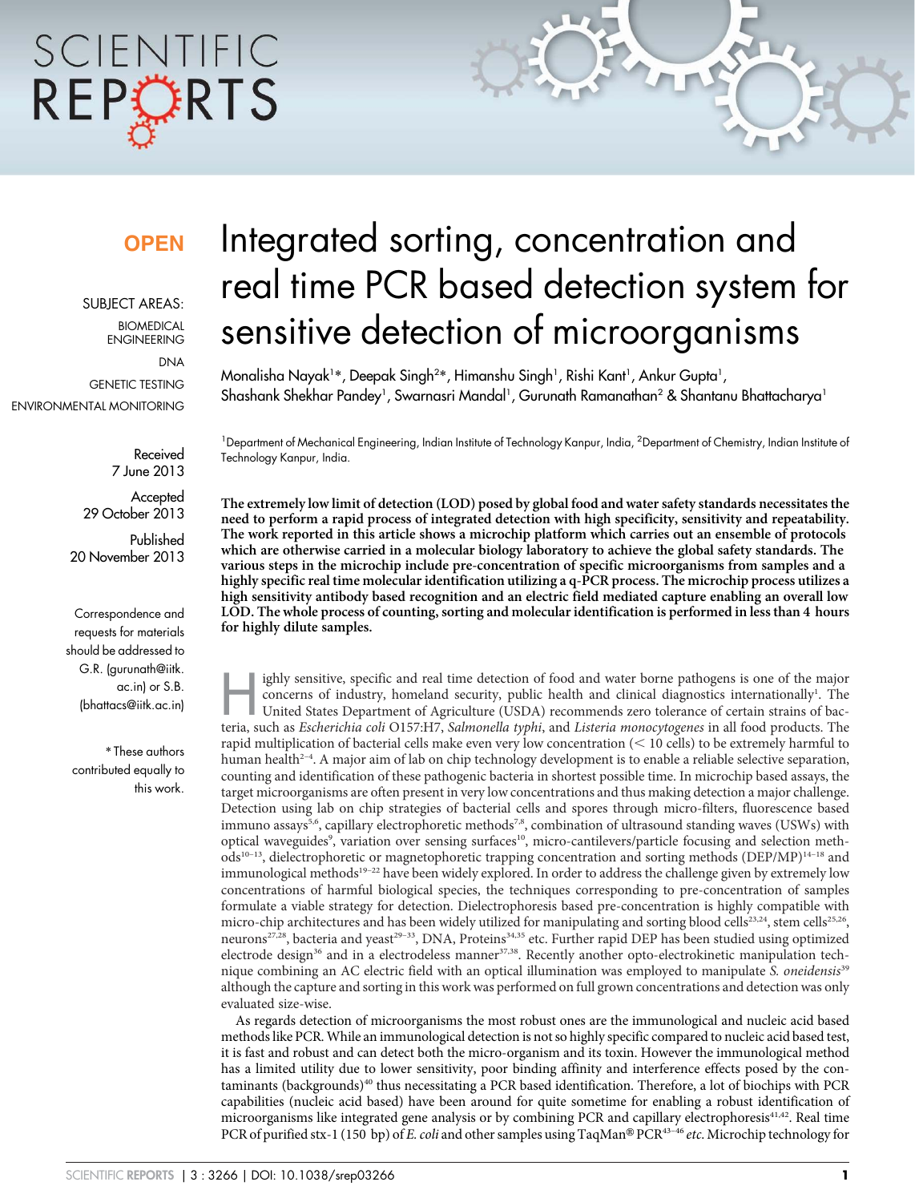**OPEN**

SUBJECT AREAS:
BIOMEDICAL ENGINEERING
DNA
GENETIC TESTING
ENVIRONMENTAL MONITORING

Received
7 June 2013

Accepted
29 October 2013

Published
20 November 2013

Correspondence and requests for materials should be addressed to G.R. (gurunath@iitk.ac.in) or S.B. (bhattacs@iitk.ac.in)

* These authors contributed equally to this work.

# Integrated sorting, concentration and real time PCR based detection system for sensitive detection of microorganisms

Monalisha Nayak[1]*, Deepak Singh[2]*, Himanshu Singh[1], Rishi Kant[1], Ankur Gupta[1], Shashank Shekhar Pandey[1], Swarnasri Mandal[1], Gurunath Ramanathan[2] & Shantanu Bhattacharya[1]

[1]Department of Mechanical Engineering, Indian Institute of Technology Kanpur, India, [2]Department of Chemistry, Indian Institute of Technology Kanpur, India.

**The extremely low limit of detection (LOD) posed by global food and water safety standards necessitates the need to perform a rapid process of integrated detection with high specificity, sensitivity and repeatability. The work reported in this article shows a microchip platform which carries out an ensemble of protocols which are otherwise carried in a molecular biology laboratory to achieve the global safety standards. The various steps in the microchip include pre-concentration of specific microorganisms from samples and a highly specific real time molecular identification utilizing a q-PCR process. The microchip process utilizes a high sensitivity antibody based recognition and an electric field mediated capture enabling an overall low LOD. The whole process of counting, sorting and molecular identification is performed in less than 4 hours for highly dilute samples.**

Highly sensitive, specific and real time detection of food and water borne pathogens is one of the major concerns of industry, homeland security, public health and clinical diagnostics internationally[1]. The United States Department of Agriculture (USDA) recommends zero tolerance of certain strains of bacteria, such as *Escherichia coli* O157:H7, *Salmonella typhi*, and *Listeria monocytogenes* in all food products. The rapid multiplication of bacterial cells make even very low concentration ($<$ 10 cells) to be extremely harmful to human health[2–4]. A major aim of lab on chip technology development is to enable a reliable selective separation, counting and identification of these pathogenic bacteria in shortest possible time. In microchip based assays, the target microorganisms are often present in very low concentrations and thus making detection a major challenge. Detection using lab on chip strategies of bacterial cells and spores through micro-filters, fluorescence based immuno assays[5,6], capillary electrophoretic methods[7,8], combination of ultrasound standing waves (USWs) with optical waveguides[9], variation over sensing surfaces[10], micro-cantilevers/particle focusing and selection methods[10–13], dielectrophoretic or magnetophoretic trapping concentration and sorting methods (DEP/MP)[14–18] and immunological methods[19–22] have been widely explored. In order to address the challenge given by extremely low concentrations of harmful biological species, the techniques corresponding to pre-concentration of samples formulate a viable strategy for detection. Dielectrophoresis based pre-concentration is highly compatible with micro-chip architectures and has been widely utilized for manipulating and sorting blood cells[23,24], stem cells[25,26], neurons[27,28], bacteria and yeast[29–33], DNA, Proteins[34,35] etc. Further rapid DEP has been studied using optimized electrode design[36] and in a electrodeless manner[37,38]. Recently another opto-electrokinetic manipulation technique combining an AC electric field with an optical illumination was employed to manipulate *S. oneidensis*[39] although the capture and sorting in this work was performed on full grown concentrations and detection was only evaluated size-wise.

As regards detection of microorganisms the most robust ones are the immunological and nucleic acid based methods like PCR. While an immunological detection is not so highly specific compared to nucleic acid based test, it is fast and robust and can detect both the micro-organism and its toxin. However the immunological method has a limited utility due to lower sensitivity, poor binding affinity and interference effects posed by the contaminants (backgrounds)[40] thus necessitating a PCR based identification. Therefore, a lot of biochips with PCR capabilities (nucleic acid based) have been around for quite sometime for enabling a robust identification of microorganisms like integrated gene analysis or by combining PCR and capillary electrophoresis[41,42]. Real time PCR of purified stx-1 (150 bp) of *E. coli* and other samples using TaqMan® PCR[43–46] *etc*. Microchip technology for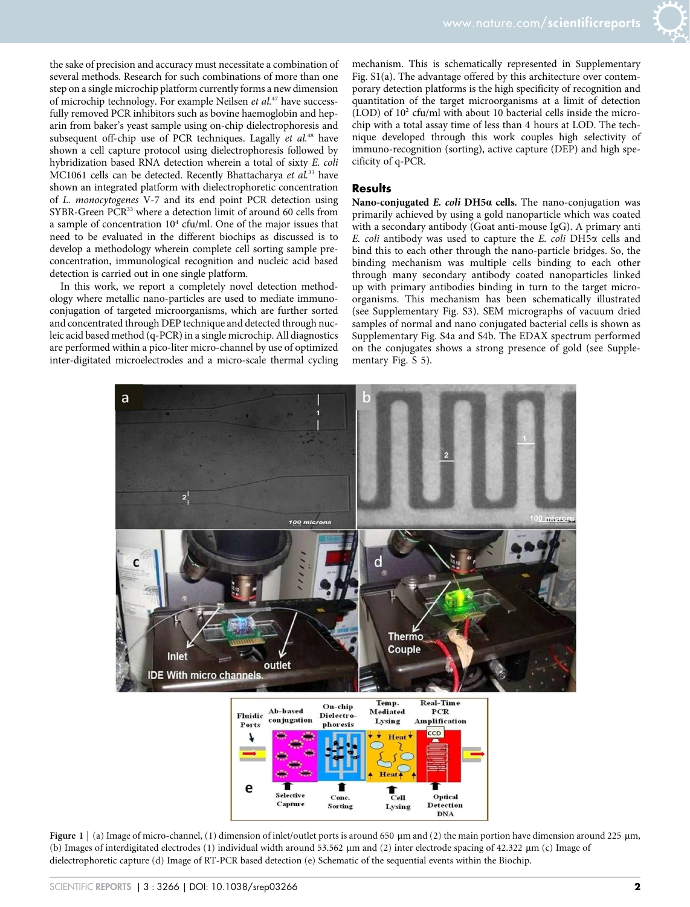the sake of precision and accuracy must necessitate a combination of several methods. Research for such combinations of more than one step on a single microchip platform currently forms a new dimension of microchip technology. For example Neilsen *et al.*[47] have successfully removed PCR inhibitors such as bovine haemoglobin and heparin from baker's yeast sample using on-chip dielectrophoresis and subsequent off-chip use of PCR techniques. Lagally *et al.*[48] have shown a cell capture protocol using dielectrophoresis followed by hybridization based RNA detection wherein a total of sixty *E. coli* MC1061 cells can be detected. Recently Bhattacharya *et al.*[33] have shown an integrated platform with dielectrophoretic concentration of *L. monocytogenes* V-7 and its end point PCR detection using SYBR-Green PCR[33] where a detection limit of around 60 cells from a sample of concentration $10^4$ cfu/ml. One of the major issues that need to be evaluated in the different biochips as discussed is to develop a methodology wherein complete cell sorting sample preconcentration, immunological recognition and nucleic acid based detection is carried out in one single platform.

In this work, we report a completely novel detection methodology where metallic nano-particles are used to mediate immunoconjugation of targeted microorganisms, which are further sorted and concentrated through DEP technique and detected through nucleic acid based method (q-PCR) in a single microchip. All diagnostics are performed within a pico-liter micro-channel by use of optimized inter-digitated microelectrodes and a micro-scale thermal cycling mechanism. This is schematically represented in Supplementary Fig. S1(a). The advantage offered by this architecture over contemporary detection platforms is the high specificity of recognition and quantitation of the target microorganisms at a limit of detection (LOD) of $10^2$ cfu/ml with about 10 bacterial cells inside the microchip with a total assay time of less than 4 hours at LOD. The technique developed through this work couples high selectivity of immuno-recognition (sorting), active capture (DEP) and high specificity of q-PCR.

## Results

**Nano-conjugated *E. coli* DH5α cells.** The nano-conjugation was primarily achieved by using a gold nanoparticle which was coated with a secondary antibody (Goat anti-mouse IgG). A primary anti *E. coli* antibody was used to capture the *E. coli* DH5α cells and bind this to each other through the nano-particle bridges. So, the binding mechanism was multiple cells binding to each other through many secondary antibody coated nanoparticles linked up with primary antibodies binding in turn to the target microorganisms. This mechanism has been schematically illustrated (see Supplementary Fig. S3). SEM micrographs of vacuum dried samples of normal and nano conjugated bacterial cells is shown as Supplementary Fig. S4a and S4b. The EDAX spectrum performed on the conjugates shows a strong presence of gold (see Supplementary Fig. S 5).

**Figure 1** | (a) Image of micro-channel, (1) dimension of inlet/outlet ports is around 650 μm and (2) the main portion have dimension around 225 μm, (b) Images of interdigitated electrodes (1) individual width around 53.562 μm and (2) inter electrode spacing of 42.322 μm (c) Image of dielectrophoretic capture (d) Image of RT-PCR based detection (e) Schematic of the sequential events within the Biochip.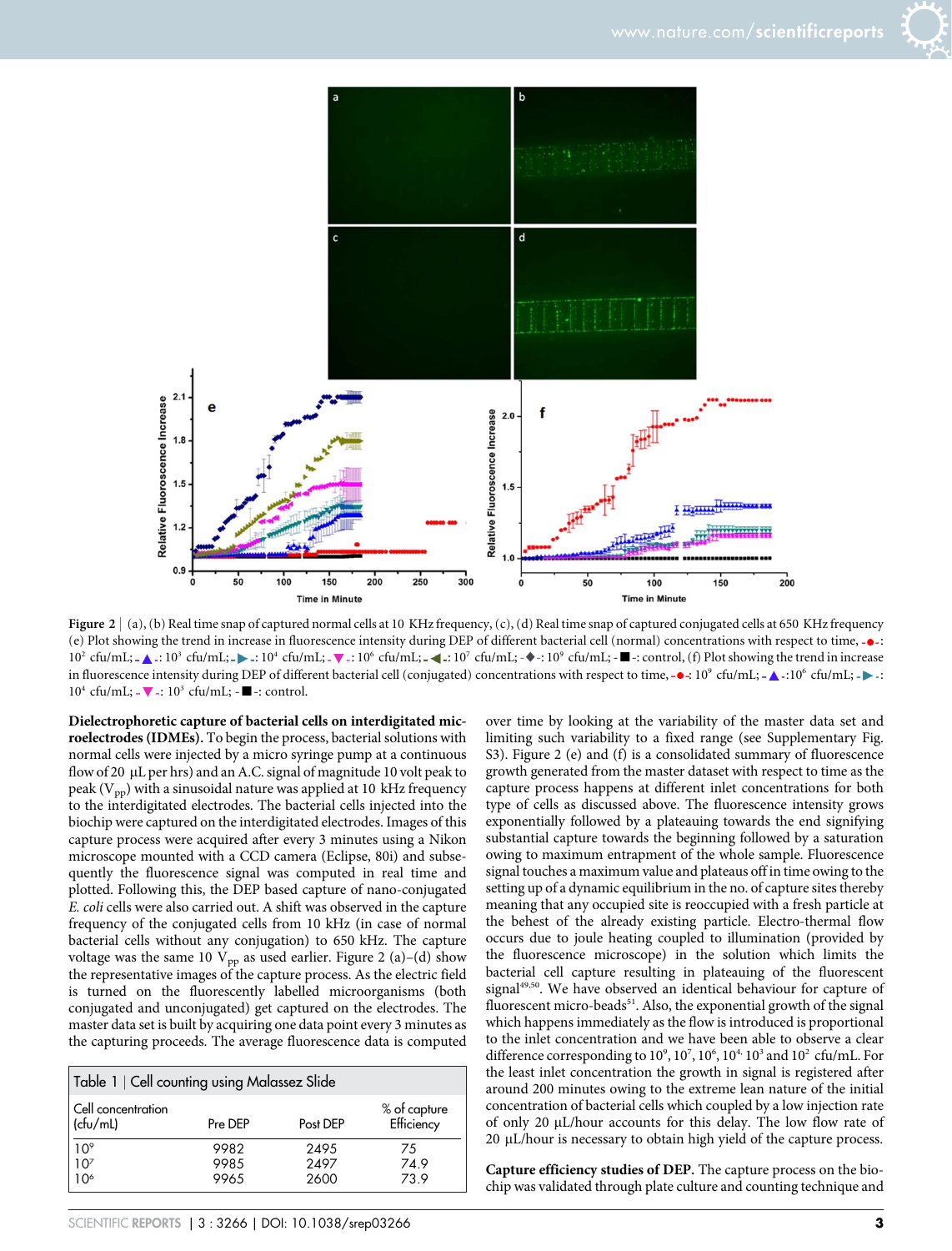Figure 2 | (a), (b) Real time snap of captured normal cells at 10 KHz frequency, (c), (d) Real time snap of captured conjugated cells at 650 KHz frequency (e) Plot showing the trend in increase in fluorescence intensity during DEP of different bacterial cell (normal) concentrations with respect to time, -●-: $10^2$ cfu/mL; -▲-: $10^3$ cfu/mL; -▶-: $10^4$ cfu/mL; -▼-: $10^6$ cfu/mL; -◀-: $10^7$ cfu/mL; -◆-: $10^9$ cfu/mL; -■-: control, (f) Plot showing the trend in increase in fluorescence intensity during DEP of different bacterial cell (conjugated) concentrations with respect to time, -●-: $10^9$ cfu/mL; -▲-: $10^6$ cfu/mL; -▶-: $10^4$ cfu/mL; -▼-: $10^3$ cfu/mL; -■-: control.

**Dielectrophoretic capture of bacterial cells on interdigitated microelectrodes (IDMEs).** To begin the process, bacterial solutions with normal cells were injected by a micro syringe pump at a continuous flow of 20 μL per hrs) and an A.C. signal of magnitude 10 volt peak to peak ($V_{pp}$) with a sinusoidal nature was applied at 10 kHz frequency to the interdigitated electrodes. The bacterial cells injected into the biochip were captured on the interdigitated electrodes. Images of this capture process were acquired after every 3 minutes using a Nikon microscope mounted with a CCD camera (Eclipse, 80i) and subsequently the fluorescence signal was computed in real time and plotted. Following this, the DEP based capture of nano-conjugated *E. coli* cells were also carried out. A shift was observed in the capture frequency of the conjugated cells from 10 kHz (in case of normal bacterial cells without any conjugation) to 650 kHz. The capture voltage was the same 10 $V_{pp}$ as used earlier. Figure 2 (a)–(d) show the representative images of the capture process. As the electric field is turned on the fluorescently labelled microorganisms (both conjugated and unconjugated) get captured on the electrodes. The master data set is built by acquiring one data point every 3 minutes as the capturing proceeds. The average fluorescence data is computed over time by looking at the variability of the master data set and limiting such variability to a fixed range (see Supplementary Fig. S3). Figure 2 (e) and (f) is a consolidated summary of fluorescence growth generated from the master dataset with respect to time as the capture process happens at different inlet concentrations for both type of cells as discussed above. The fluorescence intensity grows exponentially followed by a plateauing towards the end signifying substantial capture towards the beginning followed by a saturation owing to maximum entrapment of the whole sample. Fluorescence signal touches a maximum value and plateaus off in time owing to the setting up of a dynamic equilibrium in the no. of capture sites thereby meaning that any occupied site is reoccupied with a fresh particle at the behest of the already existing particle. Electro-thermal flow occurs due to joule heating coupled to illumination (provided by the fluorescence microscope) in the solution which limits the bacterial cell capture resulting in plateauing of the fluorescent signal[49,50]. We have observed an identical behaviour for capture of fluorescent micro-beads[51]. Also, the exponential growth of the signal which happens immediately as the flow is introduced is proportional to the inlet concentration and we have been able to observe a clear difference corresponding to $10^9$, $10^7$, $10^6$, $10^4$, $10^3$ and $10^2$ cfu/mL. For the least inlet concentration the growth in signal is registered after around 200 minutes owing to the extreme lean nature of the initial concentration of bacterial cells which coupled by a low injection rate of only 20 μL/hour accounts for this delay. The low flow rate of 20 μL/hour is necessary to obtain high yield of the capture process.

Table 1 | Cell counting using Malassez Slide

| Cell concentration (cfu/mL) | Pre DEP | Post DEP | % of capture Efficiency |
|---|---|---|---|
| $10^9$ | 9982 | 2495 | 75 |
| $10^7$ | 9985 | 2497 | 74.9 |
| $10^6$ | 9965 | 2600 | 73.9 |

**Capture efficiency studies of DEP.** The capture process on the biochip was validated through plate culture and counting technique and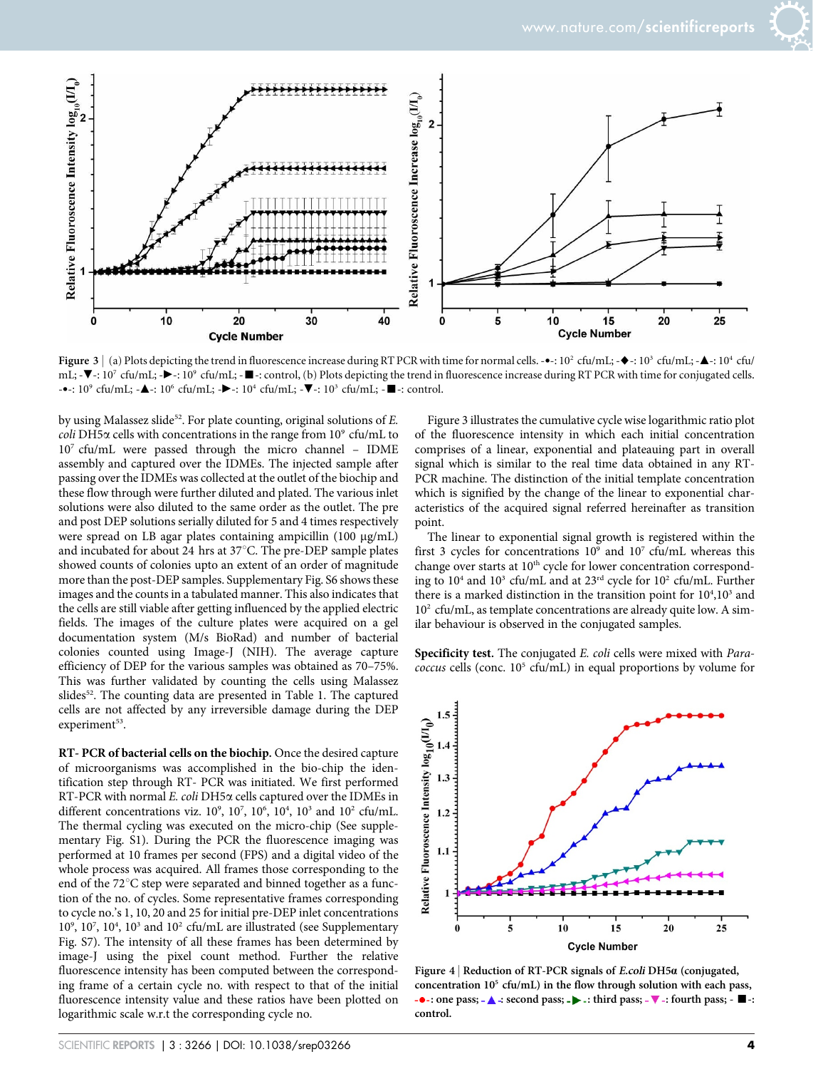Figure 3 | (a) Plots depicting the trend in fluorescence increase during RT PCR with time for normal cells. -●-: $10^2$ cfu/mL; -◆-: $10^3$ cfu/mL; -▲-: $10^4$ cfu/mL; -▼-: $10^7$ cfu/mL; -►-: $10^9$ cfu/mL; -■-: control, (b) Plots depicting the trend in fluorescence increase during RT PCR with time for conjugated cells. -●-: $10^9$ cfu/mL; -▲-: $10^6$ cfu/mL; -►-: $10^4$ cfu/mL; -▼-: $10^3$ cfu/mL; -■-: control.

by using Malassez slide[52]. For plate counting, original solutions of *E. coli* DH5α cells with concentrations in the range from $10^9$ cfu/mL to $10^7$ cfu/mL were passed through the micro channel – IDME assembly and captured over the IDMEs. The injected sample after passing over the IDMEs was collected at the outlet of the biochip and these flow through were further diluted and plated. The various inlet solutions were also diluted to the same order as the outlet. The pre and post DEP solutions serially diluted for 5 and 4 times respectively were spread on LB agar plates containing ampicillin (100 μg/mL) and incubated for about 24 hrs at 37°C. The pre-DEP sample plates showed counts of colonies upto an extent of an order of magnitude more than the post-DEP samples. Supplementary Fig. S6 shows these images and the counts in a tabulated manner. This also indicates that the cells are still viable after getting influenced by the applied electric fields. The images of the culture plates were acquired on a gel documentation system (M/s BioRad) and number of bacterial colonies counted using Image-J (NIH). The average capture efficiency of DEP for the various samples was obtained as 70–75%. This was further validated by counting the cells using Malassez slides[52]. The counting data are presented in Table 1. The captured cells are not affected by any irreversible damage during the DEP experiment[53].

**RT- PCR of bacterial cells on the biochip.** Once the desired capture of microorganisms was accomplished in the bio-chip the identification step through RT- PCR was initiated. We first performed RT-PCR with normal *E. coli* DH5α cells captured over the IDMEs in different concentrations viz. $10^9$, $10^7$, $10^6$, $10^4$, $10^3$ and $10^2$ cfu/mL. The thermal cycling was executed on the micro-chip (See supplementary Fig. S1). During the PCR the fluorescence imaging was performed at 10 frames per second (FPS) and a digital video of the whole process was acquired. All frames those corresponding to the end of the 72°C step were separated and binned together as a function of the no. of cycles. Some representative frames corresponding to cycle no.'s 1, 10, 20 and 25 for initial pre-DEP inlet concentrations $10^9$, $10^7$, $10^4$, $10^3$ and $10^2$ cfu/mL are illustrated (see Supplementary Fig. S7). The intensity of all these frames has been determined by image-J using the pixel count method. Further the relative fluorescence intensity has been computed between the corresponding frame of a certain cycle no. with respect to that of the initial fluorescence intensity value and these ratios have been plotted on logarithmic scale w.r.t the corresponding cycle no.

Figure 3 illustrates the cumulative cycle wise logarithmic ratio plot of the fluorescence intensity in which each initial concentration comprises of a linear, exponential and plateauing part in overall signal which is similar to the real time data obtained in any RT-PCR machine. The distinction of the initial template concentration which is signified by the change of the linear to exponential characteristics of the acquired signal referred hereinafter as transition point.

The linear to exponential signal growth is registered within the first 3 cycles for concentrations $10^9$ and $10^7$ cfu/mL whereas this change over starts at $10^{th}$ cycle for lower concentration corresponding to $10^4$ and $10^3$ cfu/mL and at $23^{rd}$ cycle for $10^2$ cfu/mL. Further there is a marked distinction in the transition point for $10^4$,$10^3$ and $10^2$ cfu/mL, as template concentrations are already quite low. A similar behaviour is observed in the conjugated samples.

**Specificity test.** The conjugated *E. coli* cells were mixed with *Paracoccus* cells (conc. $10^5$ cfu/mL) in equal proportions by volume for

**Figure 4 | Reduction of RT-PCR signals of *E.coli* DH5α (conjugated, concentration $10^5$ cfu/mL) in the flow through solution with each pass, -●-: one pass; -▲-: second pass; -►-: third pass; -▼-: fourth pass; -■-: control.**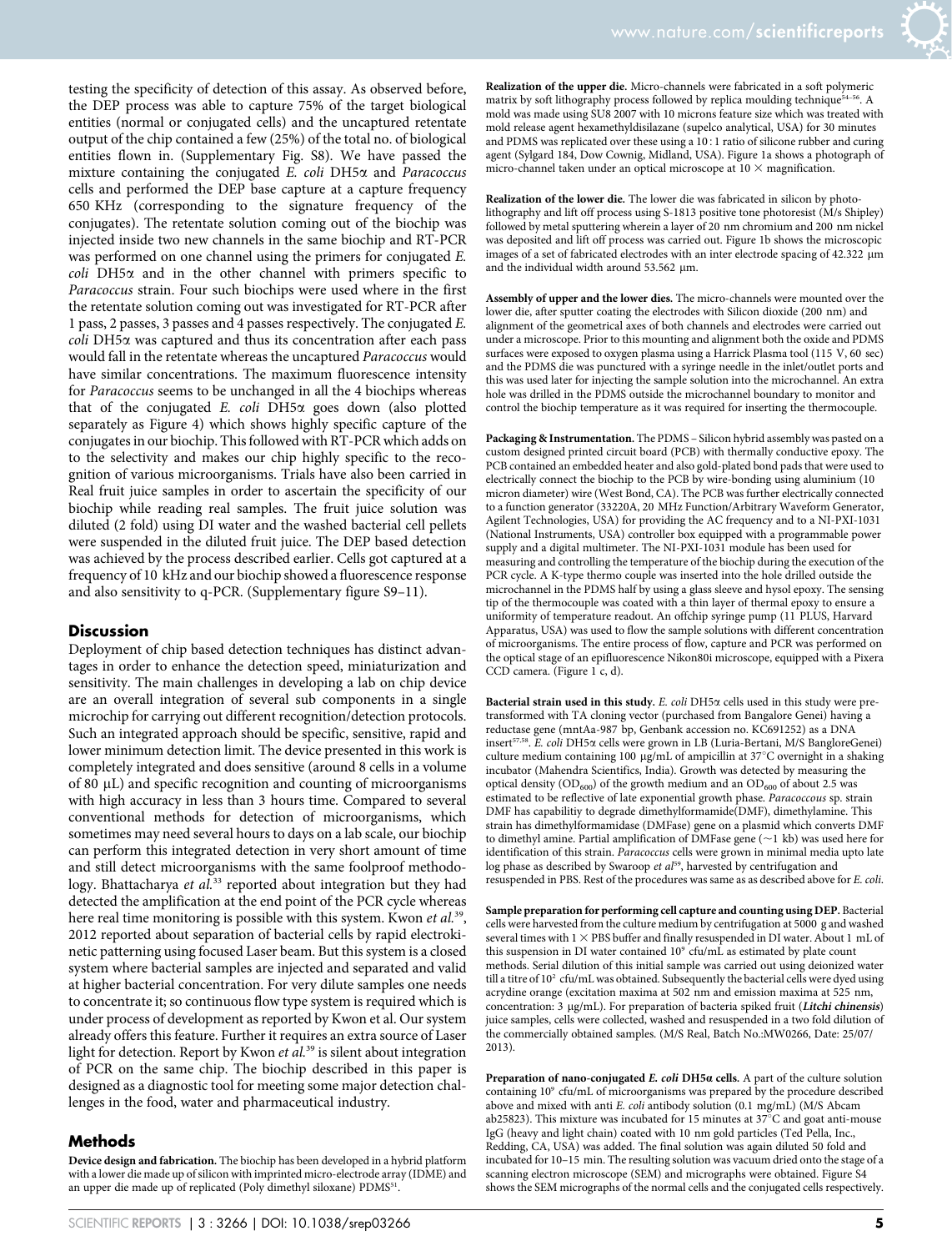testing the specificity of detection of this assay. As observed before, the DEP process was able to capture 75% of the target biological entities (normal or conjugated cells) and the uncaptured retentate output of the chip contained a few (25%) of the total no. of biological entities flown in. (Supplementary Fig. S8). We have passed the mixture containing the conjugated *E. coli* DH5α and *Paracoccus* cells and performed the DEP base capture at a capture frequency 650 KHz (corresponding to the signature frequency of the conjugates). The retentate solution coming out of the biochip was injected inside two new channels in the same biochip and RT-PCR was performed on one channel using the primers for conjugated *E. coli* DH5α and in the other channel with primers specific to *Paracoccus* strain. Four such biochips were used where in the first the retentate solution coming out was investigated for RT-PCR after 1 pass, 2 passes, 3 passes and 4 passes respectively. The conjugated *E. coli* DH5α was captured and thus its concentration after each pass would fall in the retentate whereas the uncaptured *Paracoccus* would have similar concentrations. The maximum fluorescence intensity for *Paracoccus* seems to be unchanged in all the 4 biochips whereas that of the conjugated *E. coli* DH5α goes down (also plotted separately as Figure 4) which shows highly specific capture of the conjugates in our biochip. This followed with RT-PCR which adds on to the selectivity and makes our chip highly specific to the recognition of various microorganisms. Trials have also been carried in Real fruit juice samples in order to ascertain the specificity of our biochip while reading real samples. The fruit juice solution was diluted (2 fold) using DI water and the washed bacterial cell pellets were suspended in the diluted fruit juice. The DEP based detection was achieved by the process described earlier. Cells got captured at a frequency of 10 kHz and our biochip showed a fluorescence response and also sensitivity to q-PCR. (Supplementary figure S9–11).

## Discussion

Deployment of chip based detection techniques has distinct advantages in order to enhance the detection speed, miniaturization and sensitivity. The main challenges in developing a lab on chip device are an overall integration of several sub components in a single microchip for carrying out different recognition/detection protocols. Such an integrated approach should be specific, sensitive, rapid and lower minimum detection limit. The device presented in this work is completely integrated and does sensitive (around 8 cells in a volume of 80 μL) and specific recognition and counting of microorganisms with high accuracy in less than 3 hours time. Compared to several conventional methods for detection of microorganisms, which sometimes may need several hours to days on a lab scale, our biochip can perform this integrated detection in very short amount of time and still detect microorganisms with the same foolproof methodology. Bhattacharya *et al.*[33] reported about integration but they had detected the amplification at the end point of the PCR cycle whereas here real time monitoring is possible with this system. Kwon *et al.*[39], 2012 reported about separation of bacterial cells by rapid electrokinetic patterning using focused Laser beam. But this system is a closed system where bacterial samples are injected and separated and valid at higher bacterial concentration. For very dilute samples one needs to concentrate it; so continuous flow type system is required which is under process of development as reported by Kwon et al. Our system already offers this feature. Further it requires an extra source of Laser light for detection. Report by Kwon *et al.*[39] is silent about integration of PCR on the same chip. The biochip described in this paper is designed as a diagnostic tool for meeting some major detection challenges in the food, water and pharmaceutical industry.

## Methods

**Device design and fabrication.** The biochip has been developed in a hybrid platform with a lower die made up of silicon with imprinted micro-electrode array (IDME) and an upper die made up of replicated (Poly dimethyl siloxane) PDMS[51].

**Realization of the upper die.** Micro-channels were fabricated in a soft polymeric matrix by soft lithography process followed by replica moulding technique[54–56]. A mold was made using SU8 2007 with 10 microns feature size which was treated with mold release agent hexamethyldisilazane (supelco analytical, USA) for 30 minutes and PDMS was replicated over these using a 10 : 1 ratio of silicone rubber and curing agent (Sylgard 184, Dow Cownig, Midland, USA). Figure 1a shows a photograph of micro-channel taken under an optical microscope at 10 × magnification.

**Realization of the lower die.** The lower die was fabricated in silicon by photolithography and lift off process using S-1813 positive tone photoresist (M/s Shipley) followed by metal sputtering wherein a layer of 20 nm chromium and 200 nm nickel was deposited and lift off process was carried out. Figure 1b shows the microscopic images of a set of fabricated electrodes with an inter electrode spacing of 42.322 μm and the individual width around 53.562 μm.

**Assembly of upper and the lower dies.** The micro-channels were mounted over the lower die, after sputter coating the electrodes with Silicon dioxide (200 nm) and alignment of the geometrical axes of both channels and electrodes were carried out under a microscope. Prior to this mounting and alignment both the oxide and PDMS surfaces were exposed to oxygen plasma using a Harrick Plasma tool (115 V, 60 sec) and the PDMS die was punctured with a syringe needle in the inlet/outlet ports and this was used later for injecting the sample solution into the microchannel. An extra hole was drilled in the PDMS outside the microchannel boundary to monitor and control the biochip temperature as it was required for inserting the thermocouple.

**Packaging & Instrumentation.** The PDMS – Silicon hybrid assembly was pasted on a custom designed printed circuit board (PCB) with thermally conductive epoxy. The PCB contained an embedded heater and also gold-plated bond pads that were used to electrically connect the biochip to the PCB by wire-bonding using aluminium (10 micron diameter) wire (West Bond, CA). The PCB was further electrically connected to a function generator (33220A, 20 MHz Function/Arbitrary Waveform Generator, Agilent Technologies, USA) for providing the AC frequency and to a NI-PXI-1031 (National Instruments, USA) controller box equipped with a programmable power supply and a digital multimeter. The NI-PXI-1031 module has been used for measuring and controlling the temperature of the biochip during the execution of the PCR cycle. A K-type thermo couple was inserted into the hole drilled outside the microchannel in the PDMS half by using a glass sleeve and hysol epoxy. The sensing tip of the thermocouple was coated with a thin layer of thermal epoxy to ensure a uniformity of temperature readout. An offchip syringe pump (11 PLUS, Harvard Apparatus, USA) was used to flow the sample solutions with different concentration of microorganisms. The entire process of flow, capture and PCR was performed on the optical stage of an epifluorescence Nikon80i microscope, equipped with a Pixera CCD camera. (Figure 1 c, d).

**Bacterial strain used in this study.** *E. coli* DH5α cells used in this study were pre-transformed with TA cloning vector (purchased from Bangalore Genei) having a reductase gene (mntAa-987 bp, Genbank accession no. KC691252) as a DNA insert[57,58]. *E. coli* DH5α cells were grown in LB (Luria-Bertani, M/S BangloreGenei) culture medium containing 100 μg/mL of ampicillin at 37°C overnight in a shaking incubator (Mahendra Scientifics, India). Growth was detected by measuring the optical density ($OD_{600}$) of the growth medium and an $OD_{600}$ of about 2.5 was estimated to be reflective of late exponential growth phase. *Paracoccus* sp. strain DMF has capabilitiy to degrade dimethylformamide(DMF), dimethylamine. This strain has dimethylformamidase (DMFase) gene on a plasmid which converts DMF to dimethyl amine. Partial amplification of DMFase gene (~1 kb) was used here for identification of this strain. *Paracoccus* cells were grown in minimal media upto late log phase as described by Swaroop *et al*[59], harvested by centrifugation and resuspended in PBS. Rest of the procedures was same as as described above for *E. coli*.

**Sample preparation for performing cell capture and counting using DEP.** Bacterial cells were harvested from the culture medium by centrifugation at 5000 g and washed several times with 1 × PBS buffer and finally resuspended in DI water. About 1 mL of this suspension in DI water contained $10^9$ cfu/mL as estimated by plate count methods. Serial dilution of this initial sample was carried out using deionized water till a titre of $10^2$ cfu/mL was obtained. Subsequently the bacterial cells were dyed using acrydine orange (excitation maxima at 502 nm and emission maxima at 525 nm, concentration: 3 μg/mL). For preparation of bacteria spiked fruit (***Litchi chinensis***) juice samples, cells were collected, washed and resuspended in a two fold dilution of the commercially obtained samples. (M/S Real, Batch No.:MW0266, Date: 25/07/2013).

**Preparation of nano-conjugated *E. coli* DH5α cells.** A part of the culture solution containing $10^9$ cfu/mL of microorganisms was prepared by the procedure described above and mixed with anti *E. coli* antibody solution (0.1 mg/mL) (M/S Abcam ab25823). This mixture was incubated for 15 minutes at 37°C and goat anti-mouse IgG (heavy and light chain) coated with 10 nm gold particles (Ted Pella, Inc., Redding, CA, USA) was added. The final solution was again diluted 50 fold and incubated for 10–15 min. The resulting solution was vacuum dried onto the stage of a scanning electron microscope (SEM) and micrographs were obtained. Figure S4 shows the SEM micrographs of the normal cells and the conjugated cells respectively.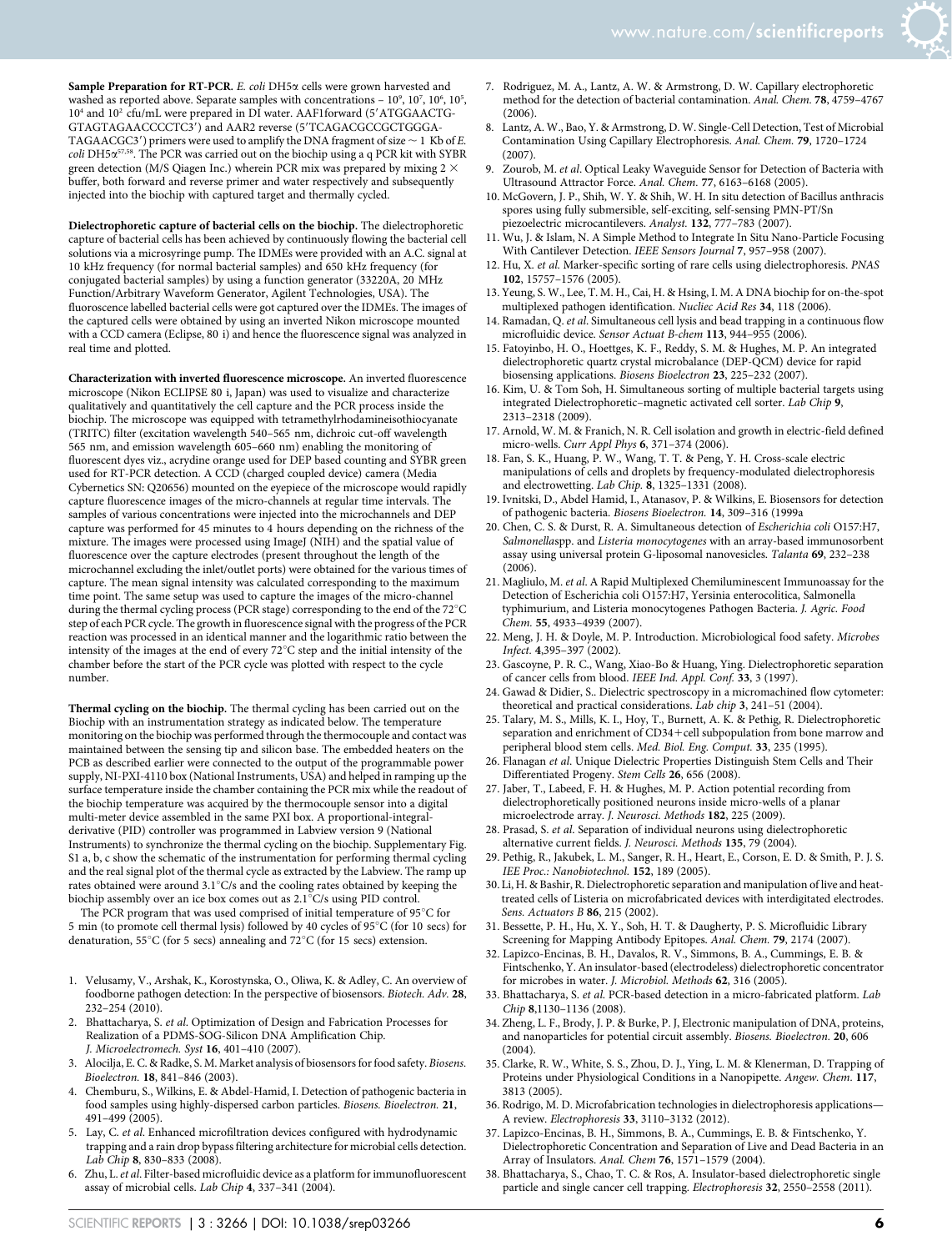**Sample Preparation for RT-PCR.** *E. coli* DH5α cells were grown harvested and washed as reported above. Separate samples with concentrations – $10^9$, $10^7$, $10^6$, $10^5$, $10^4$ and $10^2$ cfu/mL were prepared in DI water. AAF1forward (5′ATGGAACTG-GTAGTAGAACCCCTC3′) and AAR2 reverse (5′TCAGACGCCGCTGGGA-TAGAACGC3′) primers were used to amplify the DNA fragment of size ~ 1 Kb of *E. coli* DH5α[57,58]. The PCR was carried out on the biochip using a q PCR kit with SYBR green detection (M/S Qiagen Inc.) wherein PCR mix was prepared by mixing 2 × buffer, both forward and reverse primer and water respectively and subsequently injected into the biochip with captured target and thermally cycled.

**Dielectrophoretic capture of bacterial cells on the biochip.** The dielectrophoretic capture of bacterial cells has been achieved by continuously flowing the bacterial cell solutions via a microsyringe pump. The IDMEs were provided with an A.C. signal at 10 kHz frequency (for normal bacterial samples) and 650 kHz frequency (for conjugated bacterial samples) by using a function generator (33220A, 20 MHz Function/Arbitrary Waveform Generator, Agilent Technologies, USA). The fluoroscence labelled bacterial cells were got captured over the IDMEs. The images of the captured cells were obtained by using an inverted Nikon microscope mounted with a CCD camera (Eclipse, 80 i) and hence the fluorescence signal was analyzed in real time and plotted.

**Characterization with inverted fluorescence microscope.** An inverted fluorescence microscope (Nikon ECLIPSE 80 i, Japan) was used to visualize and characterize qualitatively and quantitatively the cell capture and the PCR process inside the biochip. The microscope was equipped with tetramethylrhodamineisothiocyanate (TRITC) filter (excitation wavelength 540–565 nm, dichroic cut-off wavelength 565 nm, and emission wavelength 605–660 nm) enabling the monitoring of fluorescent dyes viz., acrydine orange used for DEP based counting and SYBR green used for RT-PCR detection. A CCD (charged coupled device) camera (Media Cybernetics SN: Q20656) mounted on the eyepiece of the microscope would rapidly capture fluorescence images of the micro-channels at regular time intervals. The samples of various concentrations were injected into the microchannels and DEP capture was performed for 45 minutes to 4 hours depending on the richness of the mixture. The images were processed using ImageJ (NIH) and the spatial value of fluorescence over the capture electrodes (present throughout the length of the microchannel excluding the inlet/outlet ports) were obtained for the various times of capture. The mean signal intensity was calculated corresponding to the maximum time point. The same setup was used to capture the images of the micro-channel during the thermal cycling process (PCR stage) corresponding to the end of the 72°C step of each PCR cycle. The growth in fluorescence signal with the progress of the PCR reaction was processed in an identical manner and the logarithmic ratio between the intensity of the images at the end of every 72°C step and the initial intensity of the chamber before the start of the PCR cycle was plotted with respect to the cycle number.

**Thermal cycling on the biochip.** The thermal cycling has been carried out on the Biochip with an instrumentation strategy as indicated below. The temperature monitoring on the biochip was performed through the thermocouple and contact was maintained between the sensing tip and silicon base. The embedded heaters on the PCB as described earlier were connected to the output of the programmable power supply, NI-PXI-4110 box (National Instruments, USA) and helped in ramping up the surface temperature inside the chamber containing the PCR mix while the readout of the biochip temperature was acquired by the thermocouple sensor into a digital multi-meter device assembled in the same PXI box. A proportional-integral-derivative (PID) controller was programmed in Labview version 9 (National Instruments) to synchronize the thermal cycling on the biochip. Supplementary Fig. S1 a, b, c show the schematic of the instrumentation for performing thermal cycling and the real signal plot of the thermal cycle as extracted by the Labview. The ramp up rates obtained were around 3.1°C/s and the cooling rates obtained by keeping the biochip assembly over an ice box comes out as 2.1°C/s using PID control.

The PCR program that was used comprised of initial temperature of 95°C for 5 min (to promote cell thermal lysis) followed by 40 cycles of 95°C (for 10 secs) for denaturation, 55°C (for 5 secs) annealing and 72°C (for 15 secs) extension.

1. Velusamy, V., Arshak, K., Korostynska, O., Oliwa, K. & Adley, C. An overview of foodborne pathogen detection: In the perspective of biosensors. *Biotech. Adv.* **28**, 232–254 (2010).
2. Bhattacharya, S. *et al*. Optimization of Design and Fabrication Processes for Realization of a PDMS-SOG-Silicon DNA Amplification Chip. *J. Microelectromech. Syst* **16**, 401–410 (2007).
3. Alocilja, E. C. & Radke, S. M. Market analysis of biosensors for food safety. *Biosens. Bioelectron.* **18**, 841–846 (2003).
4. Chemburu, S., Wilkins, E. & Abdel-Hamid, I. Detection of pathogenic bacteria in food samples using highly-dispersed carbon particles. *Biosens. Bioelectron.* **21**, 491–499 (2005).
5. Lay, C. *et al.* Enhanced microfiltration devices configured with hydrodynamic trapping and a rain drop bypass filtering architecture for microbial cells detection. *Lab Chip* **8**, 830–833 (2008).
6. Zhu, L. *et al*. Filter-based microfluidic device as a platform for immunofluorescent assay of microbial cells. *Lab Chip* **4**, 337–341 (2004).
7. Rodriguez, M. A., Lantz, A. W. & Armstrong, D. W. Capillary electrophoretic method for the detection of bacterial contamination. *Anal. Chem.* **78**, 4759–4767 (2006).
8. Lantz, A. W., Bao, Y. & Armstrong, D. W. Single-Cell Detection, Test of Microbial Contamination Using Capillary Electrophoresis. *Anal. Chem.* **79**, 1720–1724 (2007).
9. Zourob, M. *et al*. Optical Leaky Waveguide Sensor for Detection of Bacteria with Ultrasound Attractor Force. *Anal. Chem.* **77**, 6163–6168 (2005).
10. McGovern, J. P., Shih, W. Y. & Shih, W. H. In situ detection of Bacillus anthracis spores using fully submersible, self-exciting, self-sensing PMN-PT/Sn piezoelectric microcantilevers. *Analyst.* **132**, 777–783 (2007).
11. Wu, J. & Islam, N. A Simple Method to Integrate In Situ Nano-Particle Focusing With Cantilever Detection. *IEEE Sensors Journal* **7**, 957–958 (2007).
12. Hu, X. *et al*. Marker-specific sorting of rare cells using dielectrophoresis. *PNAS* **102**, 15757–1576 (2005).
13. Yeung, S. W., Lee, T. M. H., Cai, H. & Hsing, I. M. A DNA biochip for on-the-spot multiplexed pathogen identification. *Nucliec Acid Res* **34**, 118 (2006).
14. Ramadan, Q. *et al*. Simultaneous cell lysis and bead trapping in a continuous flow microfluidic device. *Sensor Actuat B-chem* **113**, 944–955 (2006).
15. Fatoyinbo, H. O., Hoettges, K. F., Reddy, S. M. & Hughes, M. P. An integrated dielectrophoretic quartz crystal microbalance (DEP-QCM) device for rapid biosensing applications. *Biosens Bioelectron* **23**, 225–232 (2007).
16. Kim, U. & Tom Soh, H. Simultaneous sorting of multiple bacterial targets using integrated Dielectrophoretic–magnetic activated cell sorter. *Lab Chip* **9**, 2313–2318 (2009).
17. Arnold, W. M. & Franich, N. R. Cell isolation and growth in electric-field defined micro-wells. *Curr Appl Phys* **6**, 371–374 (2006).
18. Fan, S. K., Huang, P. W., Wang, T. T. & Peng, Y. H. Cross-scale electric manipulations of cells and droplets by frequency-modulated dielectrophoresis and electrowetting. *Lab Chip.* **8**, 1325–1331 (2008).
19. Ivnitski, D., Abdel Hamid, I., Atanasov, P. & Wilkins, E. Biosensors for detection of pathogenic bacteria. *Biosens Bioelectron.* **14**, 309–316 (1999a
20. Chen, C. S. & Durst, R. A. Simultaneous detection of *Escherichia coli* O157:H7, *Salmonella*spp. and *Listeria monocytogenes* with an array-based immunosorbent assay using universal protein G-liposomal nanovesicles. *Talanta* **69**, 232–238 (2006).
21. Magliulo, M. *et al*. A Rapid Multiplexed Chemiluminescent Immunoassay for the Detection of Escherichia coli O157:H7, Yersinia enterocolitica, Salmonella typhimurium, and Listeria monocytogenes Pathogen Bacteria. *J. Agric. Food Chem.* **55**, 4933–4939 (2007).
22. Meng, J. H. & Doyle, M. P. Introduction. Microbiological food safety. *Microbes Infect.* **4**,395–397 (2002).
23. Gascoyne, P. R. C., Wang, Xiao-Bo & Huang, Ying. Dielectrophoretic separation of cancer cells from blood. *IEEE Ind. Appl. Conf.* **33**, 3 (1997).
24. Gawad & Didier, S.. Dielectric spectroscopy in a micromachined flow cytometer: theoretical and practical considerations. *Lab chip* **3**, 241–51 (2004).
25. Talary, M. S., Mills, K. I., Hoy, T., Burnett, A. K. & Pethig, R. Dielectrophoretic separation and enrichment of CD34+cell subpopulation from bone marrow and peripheral blood stem cells. *Med. Biol. Eng. Comput.* **33**, 235 (1995).
26. Flanagan *et al*. Unique Dielectric Properties Distinguish Stem Cells and Their Differentiated Progeny. *Stem Cells* **26**, 656 (2008).
27. Jaber, T., Labeed, F. H. & Hughes, M. P. Action potential recording from dielectrophoretically positioned neurons inside micro-wells of a planar microelectrode array. *J. Neurosci. Methods* **182**, 225 (2009).
28. Prasad, S. *et al*. Separation of individual neurons using dielectrophoretic alternative current fields. *J. Neurosci. Methods* **135**, 79 (2004).
29. Pethig, R., Jakubek, L. M., Sanger, R. H., Heart, E., Corson, E. D. & Smith, P. J. S. *IEE Proc.: Nanobiotechnol.* **152**, 189 (2005).
30. Li, H. & Bashir, R. Dielectrophoretic separation and manipulation of live and heat-treated cells of Listeria on microfabricated devices with interdigitated electrodes. *Sens. Actuators B* **86**, 215 (2002).
31. Bessette, P. H., Hu, X. Y., Soh, H. T. & Daugherty, P. S. Microfluidic Library Screening for Mapping Antibody Epitopes. *Anal. Chem.* **79**, 2174 (2007).
32. Lapizco-Encinas, B. H., Davalos, R. V., Simmons, B. A., Cummings, E. B. & Fintschenko, Y. An insulator-based (electrodeless) dielectrophoretic concentrator for microbes in water. *J. Microbiol. Methods* **62**, 316 (2005).
33. Bhattacharya, S. *et al.* PCR-based detection in a micro-fabricated platform. *Lab Chip* **8**,1130–1136 (2008).
34. Zheng, L. F., Brody, J. P. & Burke, P. J, Electronic manipulation of DNA, proteins, and nanoparticles for potential circuit assembly. *Biosens. Bioelectron.* **20**, 606 (2004).
35. Clarke, R. W., White, S. S., Zhou, D. J., Ying, L. M. & Klenerman, D. Trapping of Proteins under Physiological Conditions in a Nanopipette. *Angew. Chem.* **117**, 3813 (2005).
36. Rodrigo, M. D. Microfabrication technologies in dielectrophoresis applications—A review. *Electrophoresis* **33**, 3110–3132 (2012).
37. Lapizco-Encinas, B. H., Simmons, B. A., Cummings, E. B. & Fintschenko, Y. Dielectrophoretic Concentration and Separation of Live and Dead Bacteria in an Array of Insulators. *Anal. Chem* **76**, 1571–1579 (2004).
38. Bhattacharya, S., Chao, T. C. & Ros, A. Insulator-based dielectrophoretic single particle and single cancer cell trapping. *Electrophoresis* **32**, 2550–2558 (2011).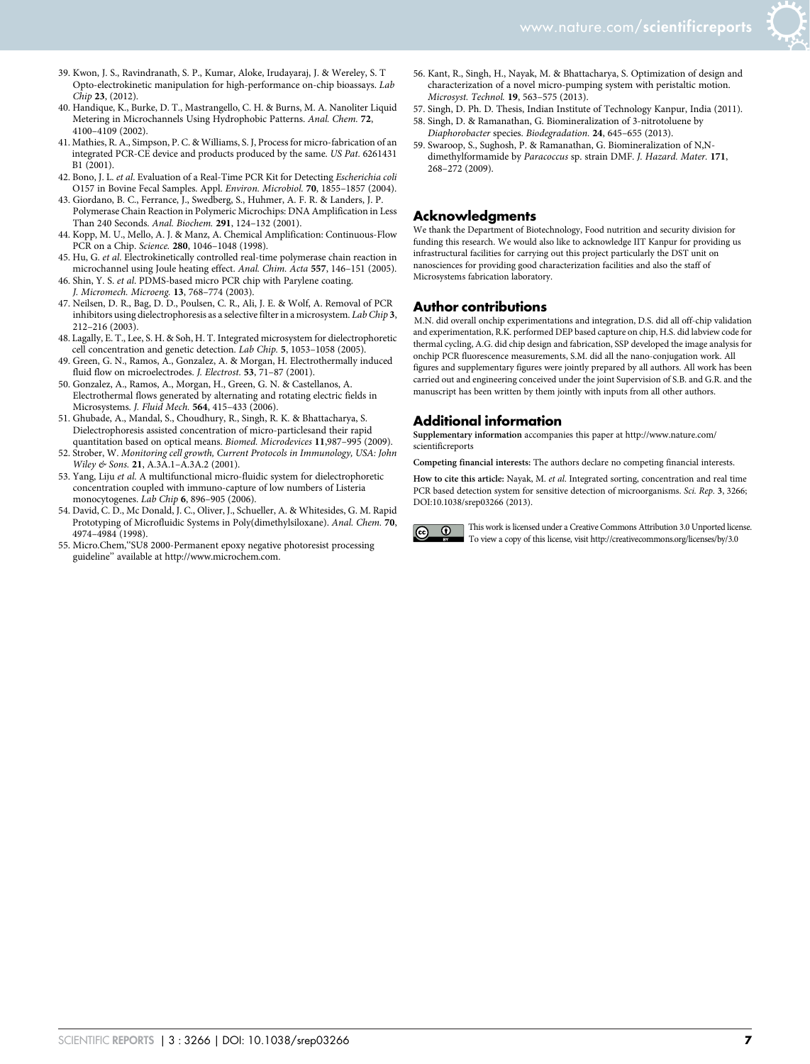39. Kwon, J. S., Ravindranath, S. P., Kumar, Aloke, Irudayaraj, J. & Wereley, S. T Opto-electrokinetic manipulation for high-performance on-chip bioassays. *Lab Chip* **23**, (2012).
40. Handique, K., Burke, D. T., Mastrangello, C. H. & Burns, M. A. Nanoliter Liquid Metering in Microchannels Using Hydrophobic Patterns. *Anal. Chem.* **72**, 4100–4109 (2002).
41. Mathies, R. A., Simpson, P. C. & Williams, S. J, Process for micro-fabrication of an integrated PCR-CE device and products produced by the same. *US Pat.* 6261431 B1 (2001).
42. Bono, J. L. *et al.* Evaluation of a Real-Time PCR Kit for Detecting *Escherichia coli* O157 in Bovine Fecal Samples. Appl. *Environ. Microbiol.* **70**, 1855–1857 (2004).
43. Giordano, B. C., Ferrance, J., Swedberg, S., Huhmer, A. F. R. & Landers, J. P. Polymerase Chain Reaction in Polymeric Microchips: DNA Amplification in Less Than 240 Seconds. *Anal. Biochem.* **291**, 124–132 (2001).
44. Kopp, M. U., Mello, A. J. & Manz, A. Chemical Amplification: Continuous-Flow PCR on a Chip. *Science.* **280**, 1046–1048 (1998).
45. Hu, G. *et al.* Electrokinetically controlled real-time polymerase chain reaction in microchannel using Joule heating effect. *Anal. Chim. Acta* **557**, 146–151 (2005).
46. Shin, Y. S. *et al.* PDMS-based micro PCR chip with Parylene coating. *J. Micromech. Microeng.* **13**, 768–774 (2003).
47. Neilsen, D. R., Bag, D. D., Poulsen, C. R., Ali, J. E. & Wolf, A. Removal of PCR inhibitors using dielectrophoresis as a selective filter in a microsystem. *Lab Chip* **3**, 212–216 (2003).
48. Lagally, E. T., Lee, S. H. & Soh, H. T. Integrated microsystem for dielectrophoretic cell concentration and genetic detection. *Lab Chip.* **5**, 1053–1058 (2005).
49. Green, G. N., Ramos, A., Gonzalez, A. & Morgan, H. Electrothermally induced fluid flow on microelectrodes. *J. Electrost.* **53**, 71–87 (2001).
50. Gonzalez, A., Ramos, A., Morgan, H., Green, G. N. & Castellanos, A. Electrothermal flows generated by alternating and rotating electric fields in Microsystems. *J. Fluid Mech.* **564**, 415–433 (2006).
51. Ghubade, A., Mandal, S., Choudhury, R., Singh, R. K. & Bhattacharya, S. Dielectrophoresis assisted concentration of micro-particlesand their rapid quantitation based on optical means. *Biomed. Microdevices* **11**,987–995 (2009).
52. Strober, W. *Monitoring cell growth, Current Protocols in Immunology, USA: John Wiley & Sons.* **21**, A.3A.1–A.3A.2 (2001).
53. Yang, Liju *et al.* A multifunctional micro-fluidic system for dielectrophoretic concentration coupled with immuno-capture of low numbers of Listeria monocytogenes. *Lab Chip* **6**, 896–905 (2006).
54. David, C. D., Mc Donald, J. C., Oliver, J., Schueller, A. & Whitesides, G. M. Rapid Prototyping of Microfluidic Systems in Poly(dimethylsiloxane). *Anal. Chem.* **70**, 4974–4984 (1998).
55. Micro.Chem,"SU8 2000-Permanent epoxy negative photoresist processing guideline" available at http://www.microchem.com.
56. Kant, R., Singh, H., Nayak, M. & Bhattacharya, S. Optimization of design and characterization of a novel micro-pumping system with peristaltic motion. *Microsyst. Technol.* **19**, 563–575 (2013).
57. Singh, D. Ph. D. Thesis, Indian Institute of Technology Kanpur, India (2011).
58. Singh, D. & Ramanathan, G. Biomineralization of 3-nitrotoluene by *Diaphorobacter* species. *Biodegradation.* **24**, 645–655 (2013).
59. Swaroop, S., Sughosh, P. & Ramanathan, G. Biomineralization of N,N-dimethylformamide by *Paracoccus* sp. strain DMF. *J. Hazard. Mater.* **171**, 268–272 (2009).

## Acknowledgments

We thank the Department of Biotechnology, Food nutrition and security division for funding this research. We would also like to acknowledge IIT Kanpur for providing us infrastructural facilities for carrying out this project particularly the DST unit on nanosciences for providing good characterization facilities and also the staff of Microsystems fabrication laboratory.

## Author contributions

M.N. did overall onchip experimentations and integration, D.S. did all off-chip validation and experimentation, R.K. performed DEP based capture on chip, H.S. did labview code for thermal cycling, A.G. did chip design and fabrication, SSP developed the image analysis for onchip PCR fluorescence measurements, S.M. did all the nano-conjugation work. All figures and supplementary figures were jointly prepared by all authors. All work has been carried out and engineering conceived under the joint Supervision of S.B. and G.R. and the manuscript has been written by them jointly with inputs from all other authors.

## Additional information

**Supplementary information** accompanies this paper at http://www.nature.com/scientificreports

**Competing financial interests:** The authors declare no competing financial interests.

**How to cite this article:** Nayak, M. *et al.* Integrated sorting, concentration and real time PCR based detection system for sensitive detection of microorganisms. *Sci. Rep.* **3**, 3266; DOI:10.1038/srep03266 (2013).

This work is licensed under a Creative Commons Attribution 3.0 Unported license. To view a copy of this license, visit http://creativecommons.org/licenses/by/3.0